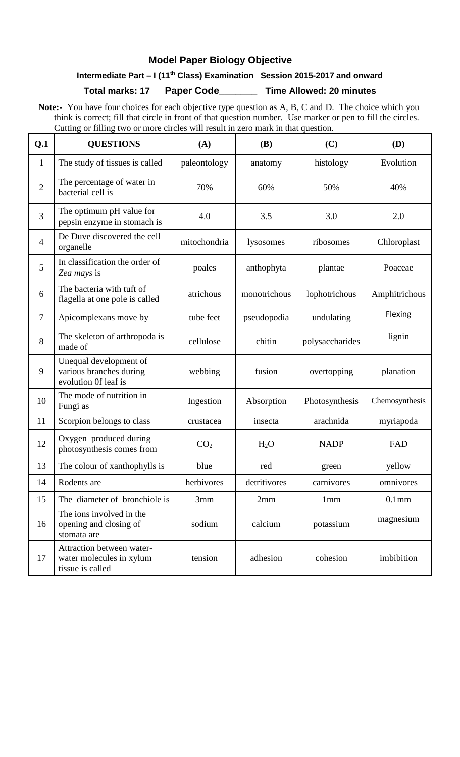## Model Paper Biology Objective

### Intermediate Part – I (11th Class) Examination Session 2015-2017 and onward

**Total marks: 17 Paper Code_______ Time Allowed: 20 minutes**

**Note:-** You have four choices for each objective type question as A, B, C and D. The choice which you think is correct; fill that circle in front of that question number. Use marker or pen to fill the circles. Cutting or filling two or more circles will result in zero mark in that question.

| Q.1 | QUESTIONS | (A) | (B) | (C) | (D) |
|---|---|---|---|---|---|
| 1 | The study of tissues is called | paleontology | anatomy | histology | Evolution |
| 2 | The percentage of water in bacterial cell is | 70% | 60% | 50% | 40% |
| 3 | The optimum pH value for pepsin enzyme in stomach is | 4.0 | 3.5 | 3.0 | 2.0 |
| 4 | De Duve discovered the cell organelle | mitochondria | lysosomes | ribosomes | Chloroplast |
| 5 | In classification the order of *Zea mays* is | poales | anthophyta | plantae | Poaceae |
| 6 | The bacteria with tuft of flagella at one pole is called | atrichous | monotrichous | lophotrichous | Amphitrichous |
| 7 | Apicomplexans move by | tube feet | pseudopodia | undulating | Flexing |
| 8 | The skeleton of arthropoda is made of | cellulose | chitin | polysaccharides | lignin |
| 9 | Unequal development of various branches during evolution 0f leaf is | webbing | fusion | overtopping | planation |
| 10 | The mode of nutrition in Fungi as | Ingestion | Absorption | Photosynthesis | Chemosynthesis |
| 11 | Scorpion belongs to class | crustacea | insecta | arachnida | myriapoda |
| 12 | Oxygen produced during photosynthesis comes from | $CO_2$ | $H_2O$ | NADP | FAD |
| 13 | The colour of xanthophylls is | blue | red | green | yellow |
| 14 | Rodents are | herbivores | detritivores | carnivores | omnivores |
| 15 | The diameter of bronchiole is | 3mm | 2mm | 1mm | 0.1mm |
| 16 | The ions involved in the opening and closing of stomata are | sodium | calcium | potassium | magnesium |
| 17 | Attraction between water-water molecules in xylum tissue is called | tension | adhesion | cohesion | imbibition |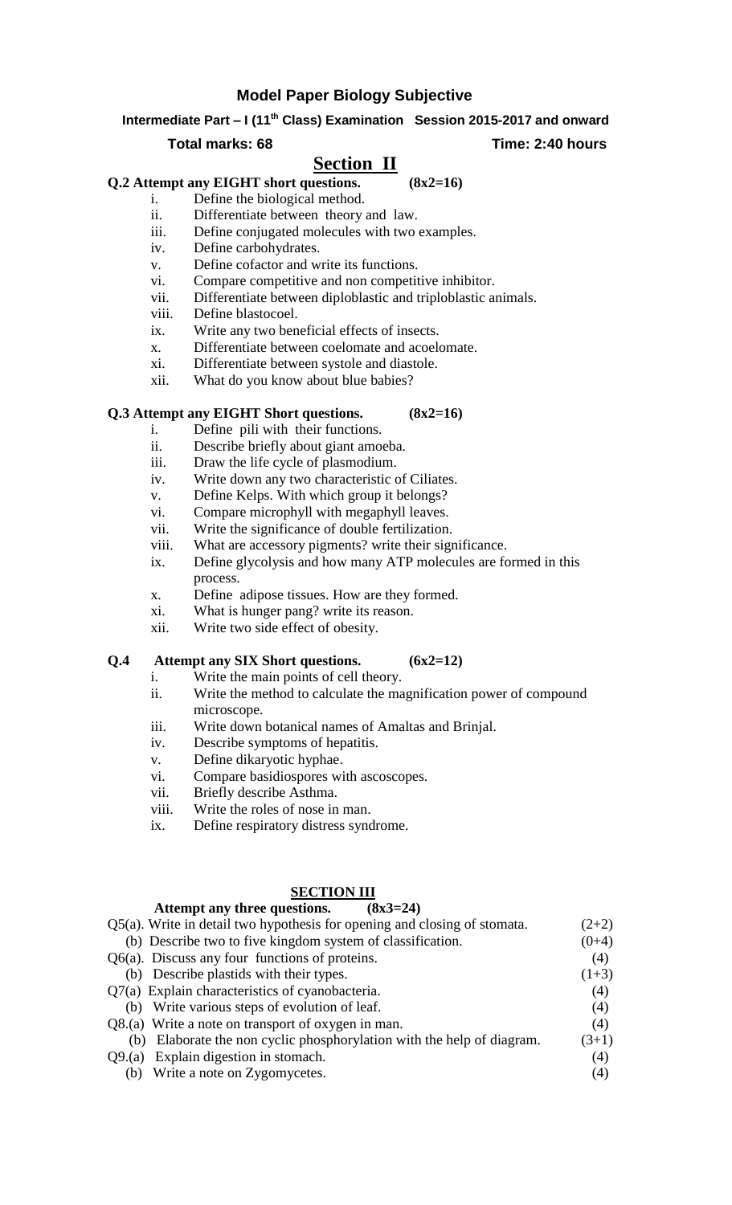# Model Paper Biology Subjective

**Intermediate Part – I (11th Class) Examination Session 2015-2017 and onward**

**Total marks: 68** **Time: 2:40 hours**

## Section II

**Q.2 Attempt any EIGHT short questions. (8x2=16)**

i. Define the biological method.
ii. Differentiate between theory and law.
iii. Define conjugated molecules with two examples.
iv. Define carbohydrates.
v. Define cofactor and write its functions.
vi. Compare competitive and non competitive inhibitor.
vii. Differentiate between diploblastic and triploblastic animals.
viii. Define blastocoel.
ix. Write any two beneficial effects of insects.
x. Differentiate between coelomate and acoelomate.
xi. Differentiate between systole and diastole.
xii. What do you know about blue babies?

**Q.3 Attempt any EIGHT Short questions. (8x2=16)**

i. Define pili with their functions.
ii. Describe briefly about giant amoeba.
iii. Draw the life cycle of plasmodium.
iv. Write down any two characteristic of Ciliates.
v. Define Kelps. With which group it belongs?
vi. Compare microphyll with megaphyll leaves.
vii. Write the significance of double fertilization.
viii. What are accessory pigments? write their significance.
ix. Define glycolysis and how many ATP molecules are formed in this process.
x. Define adipose tissues. How are they formed.
xi. What is hunger pang? write its reason.
xii. Write two side effect of obesity.

**Q.4 Attempt any SIX Short questions. (6x2=12)**

i. Write the main points of cell theory.
ii. Write the method to calculate the magnification power of compound microscope.
iii. Write down botanical names of Amaltas and Brinjal.
iv. Describe symptoms of hepatitis.
v. Define dikaryotic hyphae.
vi. Compare basidiospores with ascoscopes.
vii. Briefly describe Asthma.
viii. Write the roles of nose in man.
ix. Define respiratory distress syndrome.

## SECTION III

**Attempt any three questions. (8x3=24)**

| | |
|---|---|
| Q5(a). Write in detail two hypothesis for opening and closing of stomata. | (2+2) |
| (b) Describe two to five kingdom system of classification. | (0+4) |
| Q6(a). Discuss any four functions of proteins. | (4) |
| (b) Describe plastids with their types. | (1+3) |
| Q7(a) Explain characteristics of cyanobacteria. | (4) |
| (b) Write various steps of evolution of leaf. | (4) |
| Q8.(a) Write a note on transport of oxygen in man. | (4) |
| (b) Elaborate the non cyclic phosphorylation with the help of diagram. | (3+1) |
| Q9.(a) Explain digestion in stomach. | (4) |
| (b) Write a note on Zygomycetes. | (4) |